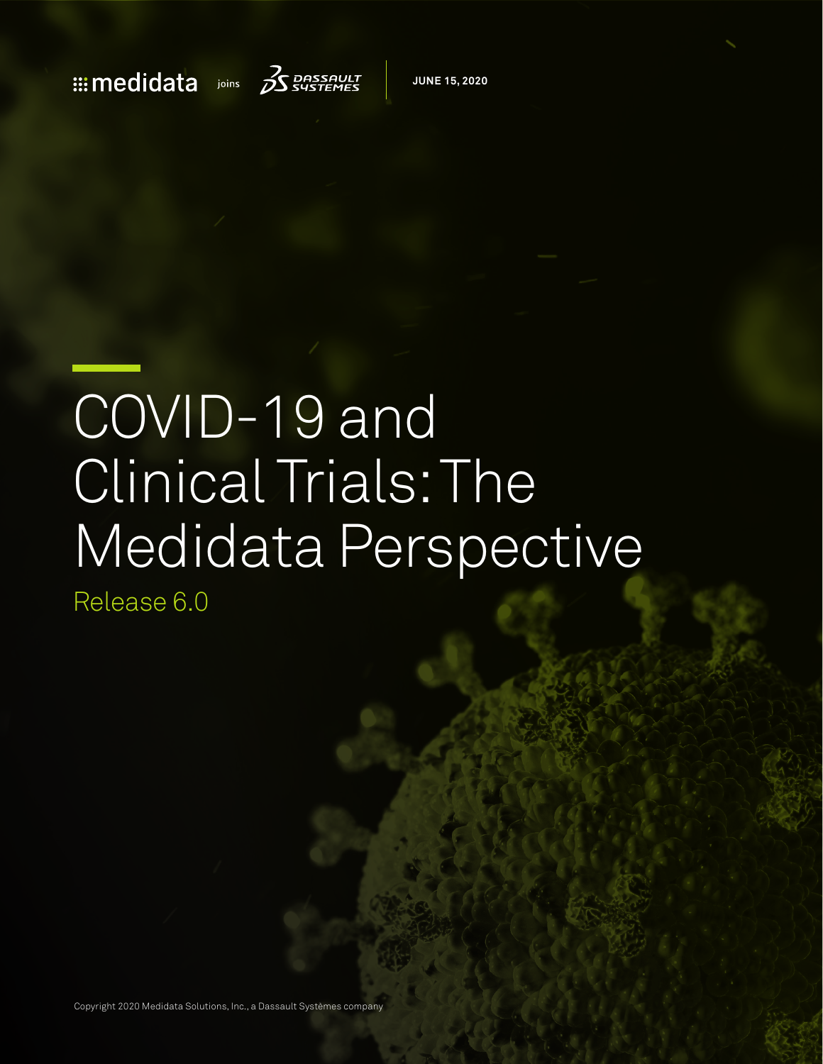medidata joins DASSAULT SYSTEMES

JUNE 15, 2020

# COVID-19 and Clinical Trials: The Medidata Perspective

Release 6.0

Copyright 2020 Medidata Solutions, Inc., a Dassault Systèmes company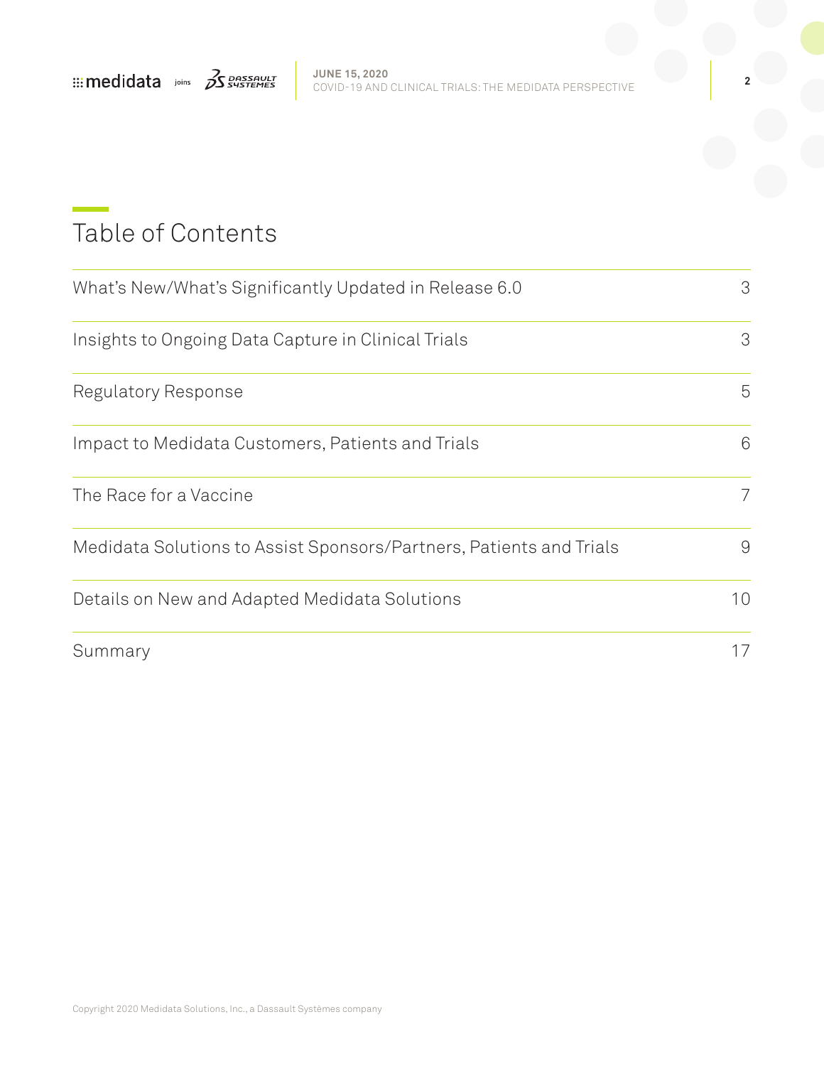# Table of Contents

| | |
|---|---|
| What's New/What's Significantly Updated in Release 6.0 | 3 |
| Insights to Ongoing Data Capture in Clinical Trials | 3 |
| Regulatory Response | 5 |
| Impact to Medidata Customers, Patients and Trials | 6 |
| The Race for a Vaccine | 7 |
| Medidata Solutions to Assist Sponsors/Partners, Patients and Trials | 9 |
| Details on New and Adapted Medidata Solutions | 10 |
| Summary | 17 |

Copyright 2020 Medidata Solutions, Inc., a Dassault Systèmes company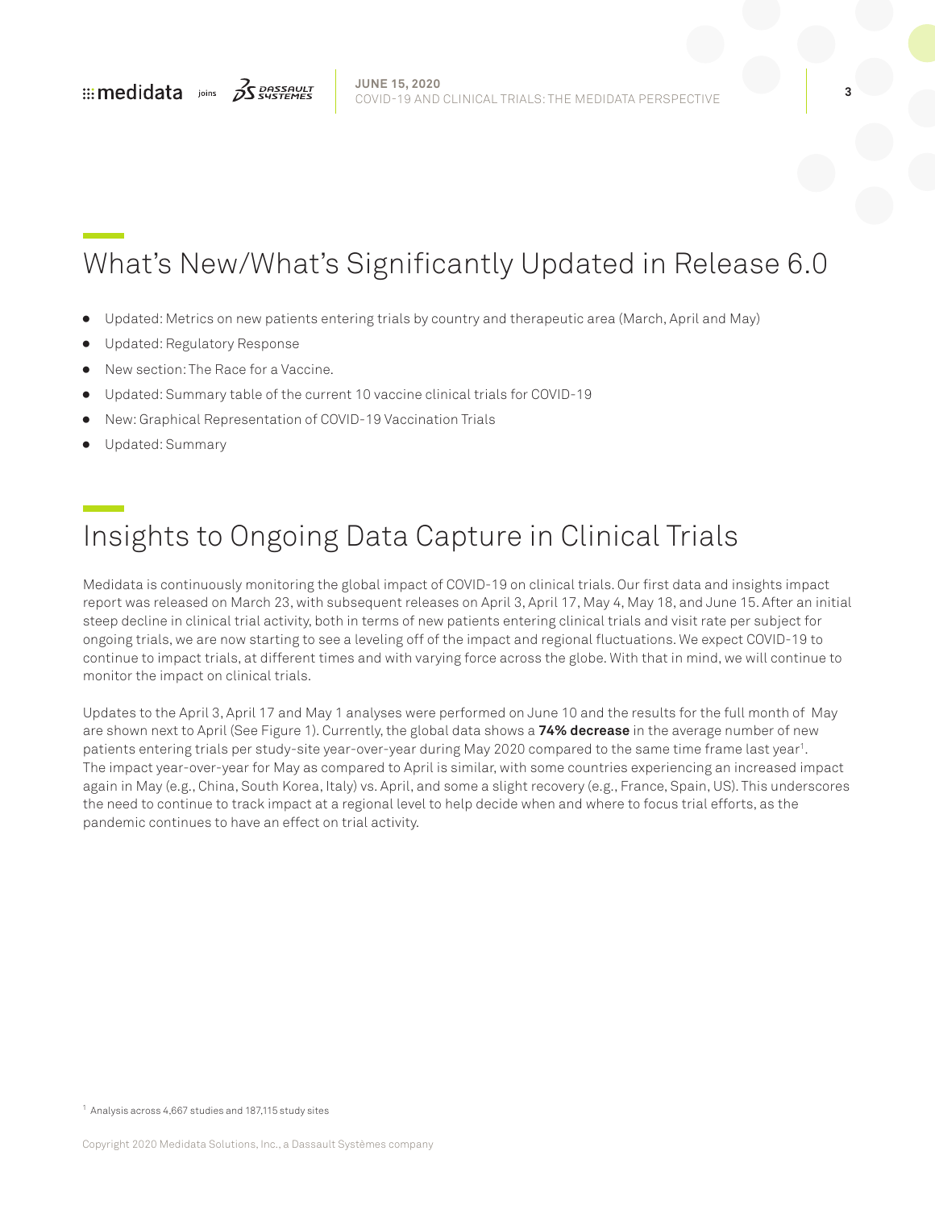# What's New/What's Significantly Updated in Release 6.0

- Updated: Metrics on new patients entering trials by country and therapeutic area (March, April and May)
- Updated: Regulatory Response
- New section: The Race for a Vaccine.
- Updated: Summary table of the current 10 vaccine clinical trials for COVID-19
- New: Graphical Representation of COVID-19 Vaccination Trials
- Updated: Summary

# Insights to Ongoing Data Capture in Clinical Trials

Medidata is continuously monitoring the global impact of COVID-19 on clinical trials. Our first data and insights impact report was released on March 23, with subsequent releases on April 3, April 17, May 4, May 18, and June 15. After an initial steep decline in clinical trial activity, both in terms of new patients entering clinical trials and visit rate per subject for ongoing trials, we are now starting to see a leveling off of the impact and regional fluctuations. We expect COVID-19 to continue to impact trials, at different times and with varying force across the globe. With that in mind, we will continue to monitor the impact on clinical trials.

Updates to the April 3, April 17 and May 1 analyses were performed on June 10 and the results for the full month of May are shown next to April (See Figure 1). Currently, the global data shows a **74% decrease** in the average number of new patients entering trials per study-site year-over-year during May 2020 compared to the same time frame last year[1]. The impact year-over-year for May as compared to April is similar, with some countries experiencing an increased impact again in May (e.g., China, South Korea, Italy) vs. April, and some a slight recovery (e.g., France, Spain, US). This underscores the need to continue to track impact at a regional level to help decide when and where to focus trial efforts, as the pandemic continues to have an effect on trial activity.

[1] Analysis across 4,667 studies and 187,115 study sites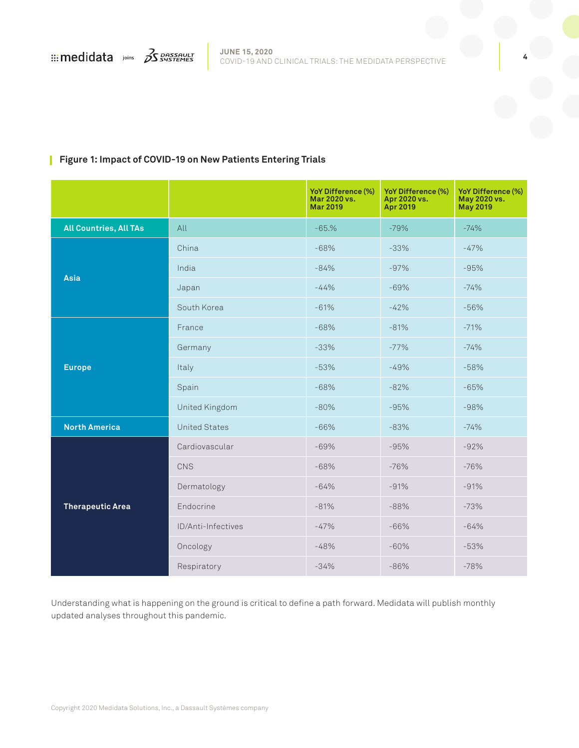**Figure 1: Impact of COVID-19 on New Patients Entering Trials**

| | | YoY Difference (%) Mar 2020 vs. Mar 2019 | YoY Difference (%) Apr 2020 vs. Apr 2019 | YoY Difference (%) May 2020 vs. May 2019 |
|---|---|---|---|---|
| All Countries, All TAs | All | -65.% | -79% | -74% |
| Asia | China | -68% | -33% | -47% |
| | India | -84% | -97% | -95% |
| | Japan | -44% | -69% | -74% |
| | South Korea | -61% | -42% | -56% |
| Europe | France | -68% | -81% | -71% |
| | Germany | -33% | -77% | -74% |
| | Italy | -53% | -49% | -58% |
| | Spain | -68% | -82% | -65% |
| | United Kingdom | -80% | -95% | -98% |
| North America | United States | -66% | -83% | -74% |
| Therapeutic Area | Cardiovascular | -69% | -95% | -92% |
| | CNS | -68% | -76% | -76% |
| | Dermatology | -64% | -91% | -91% |
| | Endocrine | -81% | -88% | -73% |
| | ID/Anti-Infectives | -47% | -66% | -64% |
| | Oncology | -48% | -60% | -53% |
| | Respiratory | -34% | -86% | -78% |

Understanding what is happening on the ground is critical to define a path forward. Medidata will publish monthly updated analyses throughout this pandemic.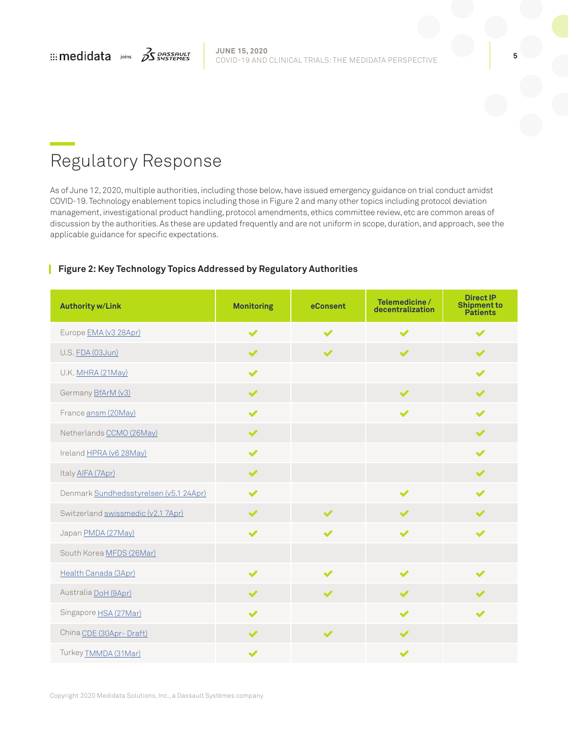# Regulatory Response

As of June 12, 2020, multiple authorities, including those below, have issued emergency guidance on trial conduct amidst COVID-19. Technology enablement topics including those in Figure 2 and many other topics including protocol deviation management, investigational product handling, protocol amendments, ethics committee review, etc are common areas of discussion by the authorities. As these are updated frequently and are not uniform in scope, duration, and approach, see the applicable guidance for specific expectations.

**Figure 2: Key Technology Topics Addressed by Regulatory Authorities**

| Authority w/Link | Monitoring | eConsent | Telemedicine / decentralization | Direct IP Shipment to Patients |
|---|---|---|---|---|
| Europe EMA (v3 28Apr) | ✔ | ✔ | ✔ | ✔ |
| U.S. FDA (03Jun) | ✔ | ✔ | ✔ | ✔ |
| U.K. MHRA (21May) | ✔ | | | ✔ |
| Germany BfArM (v3) | ✔ | | ✔ | ✔ |
| France ansm (20May) | ✔ | | ✔ | ✔ |
| Netherlands CCMO (26May) | ✔ | | | ✔ |
| Ireland HPRA (v6 28May) | ✔ | | | ✔ |
| Italy AIFA (7Apr) | ✔ | | | ✔ |
| Denmark Sundhedsstyrelsen (v5.1 24Apr) | ✔ | | ✔ | ✔ |
| Switzerland swissmedic (v2.1 7Apr) | ✔ | ✔ | ✔ | ✔ |
| Japan PMDA (27May) | ✔ | ✔ | ✔ | ✔ |
| South Korea MFDS (26Mar) | | | | |
| Health Canada (3Apr) | ✔ | ✔ | ✔ | ✔ |
| Australia DoH (9Apr) | ✔ | ✔ | ✔ | ✔ |
| Singapore HSA (27Mar) | ✔ | | ✔ | ✔ |
| China CDE (30Apr- Draft) | ✔ | ✔ | ✔ | |
| Turkey TMMDA (31Mar) | ✔ | | ✔ | |

Copyright 2020 Medidata Solutions, Inc., a Dassault Systèmes company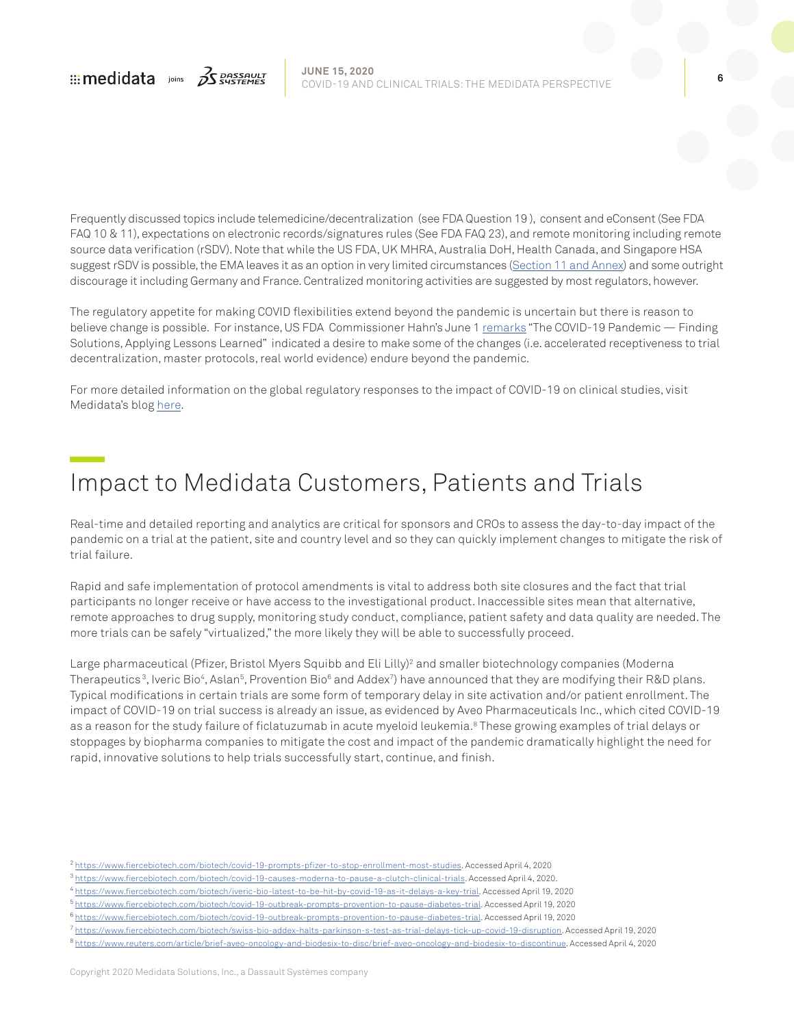Frequently discussed topics include telemedicine/decentralization (see FDA Question 19 ), consent and eConsent (See FDA FAQ 10 & 11), expectations on electronic records/signatures rules (See FDA FAQ 23), and remote monitoring including remote source data verification (rSDV). Note that while the US FDA, UK MHRA, Australia DoH, Health Canada, and Singapore HSA suggest rSDV is possible, the EMA leaves it as an option in very limited circumstances ([Section 11 and Annex]) and some outright discourage it including Germany and France. Centralized monitoring activities are suggested by most regulators, however.

The regulatory appetite for making COVID flexibilities extend beyond the pandemic is uncertain but there is reason to believe change is possible. For instance, US FDA Commissioner Hahn's June 1 [remarks] "The COVID-19 Pandemic — Finding Solutions, Applying Lessons Learned" indicated a desire to make some of the changes (i.e. accelerated receptiveness to trial decentralization, master protocols, real world evidence) endure beyond the pandemic.

For more detailed information on the global regulatory responses to the impact of COVID-19 on clinical studies, visit Medidata's blog [here].

## Impact to Medidata Customers, Patients and Trials

Real-time and detailed reporting and analytics are critical for sponsors and CROs to assess the day-to-day impact of the pandemic on a trial at the patient, site and country level and so they can quickly implement changes to mitigate the risk of trial failure.

Rapid and safe implementation of protocol amendments is vital to address both site closures and the fact that trial participants no longer receive or have access to the investigational product. Inaccessible sites mean that alternative, remote approaches to drug supply, monitoring study conduct, compliance, patient safety and data quality are needed. The more trials can be safely "virtualized," the more likely they will be able to successfully proceed.

Large pharmaceutical (Pfizer, Bristol Myers Squibb and Eli Lilly)[2] and smaller biotechnology companies (Moderna Therapeutics[3], Iveric Bio[4], Aslan[5], Provention Bio[6] and Addex[7]) have announced that they are modifying their R&D plans. Typical modifications in certain trials are some form of temporary delay in site activation and/or patient enrollment. The impact of COVID-19 on trial success is already an issue, as evidenced by Aveo Pharmaceuticals Inc., which cited COVID-19 as a reason for the study failure of ficlatuzumab in acute myeloid leukemia.[8] These growing examples of trial delays or stoppages by biopharma companies to mitigate the cost and impact of the pandemic dramatically highlight the need for rapid, innovative solutions to help trials successfully start, continue, and finish.

[2] https://www.fiercebiotech.com/biotech/covid-19-prompts-pfizer-to-stop-enrollment-most-studies. Accessed April 4, 2020

[3] https://www.fiercebiotech.com/biotech/covid-19-causes-moderna-to-pause-a-clutch-clinical-trials. Accessed April 4, 2020.

[4] https://www.fiercebiotech.com/biotech/iveric-bio-latest-to-be-hit-by-covid-19-as-it-delays-a-key-trial. Accessed April 19, 2020

[5] https://www.fiercebiotech.com/biotech/covid-19-outbreak-prompts-provention-to-pause-diabetes-trial. Accessed April 19, 2020

[6] https://www.fiercebiotech.com/biotech/covid-19-outbreak-prompts-provention-to-pause-diabetes-trial. Accessed April 19, 2020

[7] https://www.fiercebiotech.com/biotech/swiss-bio-addex-halts-parkinson-s-test-as-trial-delays-tick-up-covid-19-disruption. Accessed April 19, 2020

[8] https://www.reuters.com/article/brief-aveo-oncology-and-biodesix-to-disc/brief-aveo-oncology-and-biodesix-to-discontinue. Accessed April 4, 2020

Copyright 2020 Medidata Solutions, Inc., a Dassault Systèmes company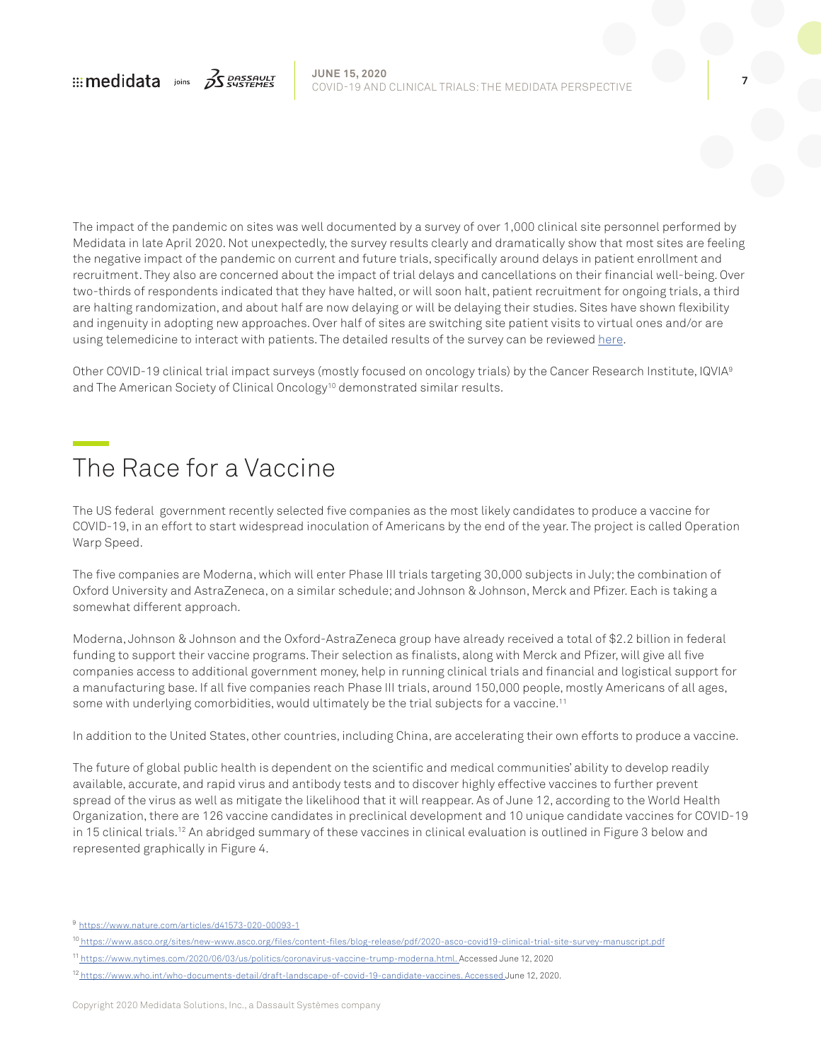The impact of the pandemic on sites was well documented by a survey of over 1,000 clinical site personnel performed by Medidata in late April 2020. Not unexpectedly, the survey results clearly and dramatically show that most sites are feeling the negative impact of the pandemic on current and future trials, specifically around delays in patient enrollment and recruitment. They also are concerned about the impact of trial delays and cancellations on their financial well-being. Over two-thirds of respondents indicated that they have halted, or will soon halt, patient recruitment for ongoing trials, a third are halting randomization, and about half are now delaying or will be delaying their studies. Sites have shown flexibility and ingenuity in adopting new approaches. Over half of sites are switching site patient visits to virtual ones and/or are using telemedicine to interact with patients. The detailed results of the survey can be reviewed here.

Other COVID-19 clinical trial impact surveys (mostly focused on oncology trials) by the Cancer Research Institute, IQVIA[9] and The American Society of Clinical Oncology[10] demonstrated similar results.

## The Race for a Vaccine

The US federal government recently selected five companies as the most likely candidates to produce a vaccine for COVID-19, in an effort to start widespread inoculation of Americans by the end of the year. The project is called Operation Warp Speed.

The five companies are Moderna, which will enter Phase III trials targeting 30,000 subjects in July; the combination of Oxford University and AstraZeneca, on a similar schedule; and Johnson & Johnson, Merck and Pfizer. Each is taking a somewhat different approach.

Moderna, Johnson & Johnson and the Oxford-AstraZeneca group have already received a total of $2.2 billion in federal funding to support their vaccine programs. Their selection as finalists, along with Merck and Pfizer, will give all five companies access to additional government money, help in running clinical trials and financial and logistical support for a manufacturing base. If all five companies reach Phase III trials, around 150,000 people, mostly Americans of all ages, some with underlying comorbidities, would ultimately be the trial subjects for a vaccine.[11]

In addition to the United States, other countries, including China, are accelerating their own efforts to produce a vaccine.

The future of global public health is dependent on the scientific and medical communities' ability to develop readily available, accurate, and rapid virus and antibody tests and to discover highly effective vaccines to further prevent spread of the virus as well as mitigate the likelihood that it will reappear. As of June 12, according to the World Health Organization, there are 126 vaccine candidates in preclinical development and 10 unique candidate vaccines for COVID-19 in 15 clinical trials.[12] An abridged summary of these vaccines in clinical evaluation is outlined in Figure 3 below and represented graphically in Figure 4.

---

[9] https://www.nature.com/articles/d41573-020-00093-1

[10] https://www.asco.org/sites/new-www.asco.org/files/content-files/blog-release/pdf/2020-asco-covid19-clinical-trial-site-survey-manuscript.pdf

[11] https://www.nytimes.com/2020/06/03/us/politics/coronavirus-vaccine-trump-moderna.html. Accessed June 12, 2020

[12] https://www.who.int/who-documents-detail/draft-landscape-of-covid-19-candidate-vaccines. Accessed June 12, 2020.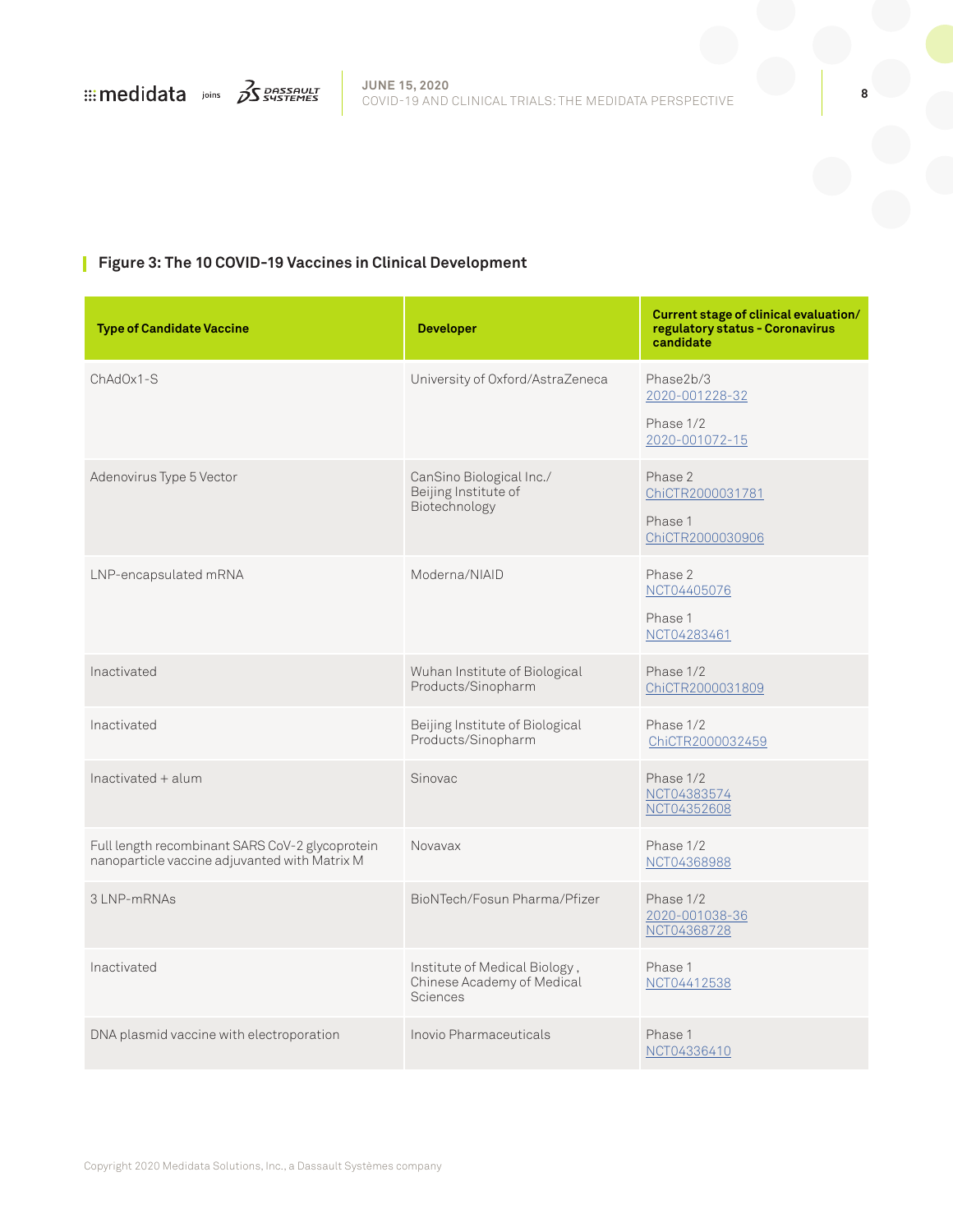### Figure 3: The 10 COVID-19 Vaccines in Clinical Development

| Type of Candidate Vaccine | Developer | Current stage of clinical evaluation/ regulatory status - Coronavirus candidate |
|---|---|---|
| ChAdOx1-S | University of Oxford/AstraZeneca | Phase2b/3 2020-001228-32<br>Phase 1/2 2020-001072-15 |
| Adenovirus Type 5 Vector | CanSino Biological Inc./ Beijing Institute of Biotechnology | Phase 2 ChiCTR2000031781<br>Phase 1 ChiCTR2000030906 |
| LNP-encapsulated mRNA | Moderna/NIAID | Phase 2 NCT04405076<br>Phase 1 NCT04283461 |
| Inactivated | Wuhan Institute of Biological Products/Sinopharm | Phase 1/2 ChiCTR2000031809 |
| Inactivated | Beijing Institute of Biological Products/Sinopharm | Phase 1/2 ChiCTR2000032459 |
| Inactivated + alum | Sinovac | Phase 1/2 NCT04383574 NCT04352608 |
| Full length recombinant SARS CoV-2 glycoprotein nanoparticle vaccine adjuvanted with Matrix M | Novavax | Phase 1/2 NCT04368988 |
| 3 LNP-mRNAs | BioNTech/Fosun Pharma/Pfizer | Phase 1/2 2020-001038-36 NCT04368728 |
| Inactivated | Institute of Medical Biology , Chinese Academy of Medical Sciences | Phase 1 NCT04412538 |
| DNA plasmid vaccine with electroporation | Inovio Pharmaceuticals | Phase 1 NCT04336410 |

Copyright 2020 Medidata Solutions, Inc., a Dassault Systèmes company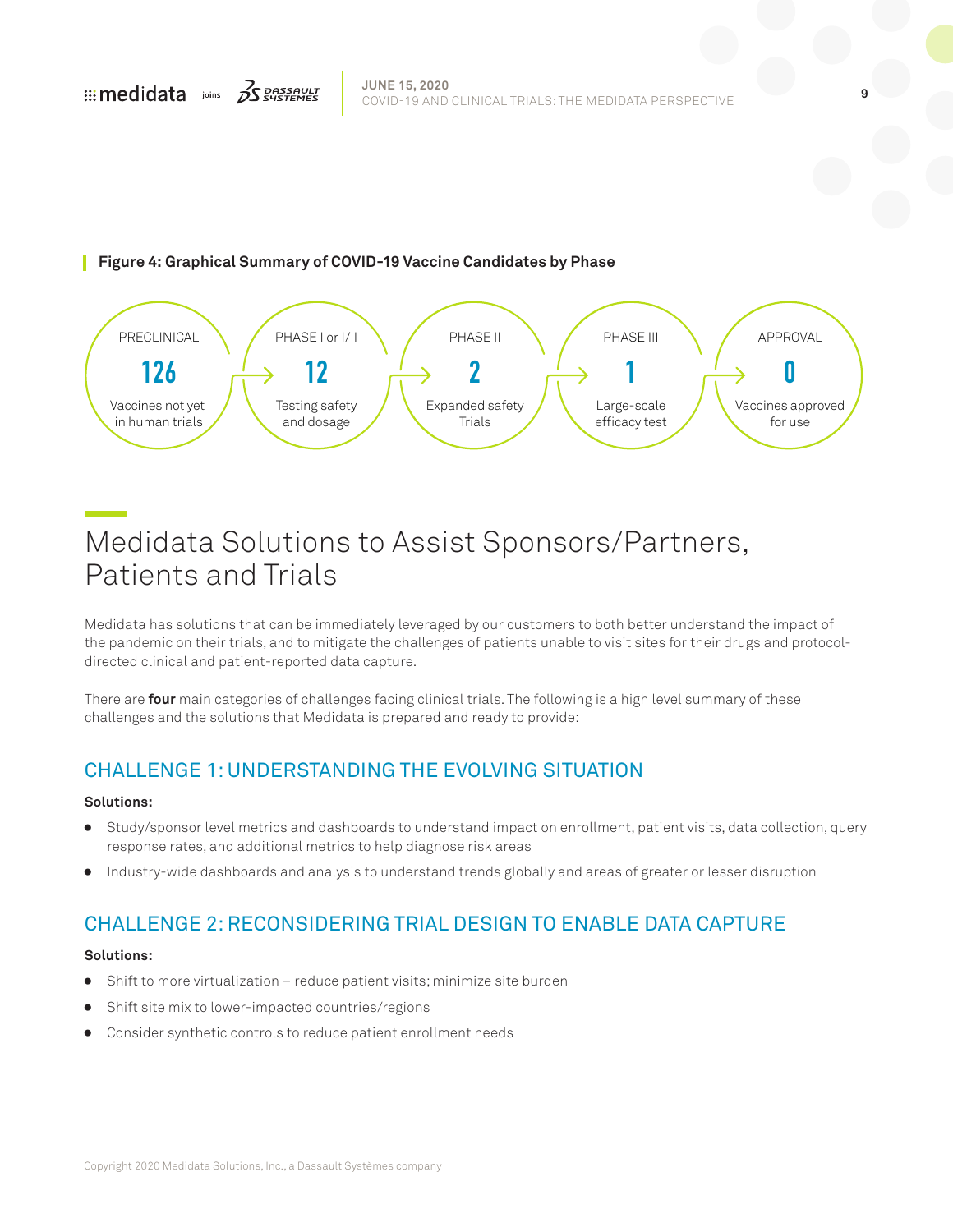**Figure 4: Graphical Summary of COVID-19 Vaccine Candidates by Phase**

| PRECLINICAL | PHASE I or I/II | PHASE II | PHASE III | APPROVAL |
|---|---|---|---|---|
| 126 | 12 | 2 | 1 | 0 |
| Vaccines not yet in human trials | Testing safety and dosage | Expanded safety Trials | Large-scale efficacy test | Vaccines approved for use |

# Medidata Solutions to Assist Sponsors/Partners, Patients and Trials

Medidata has solutions that can be immediately leveraged by our customers to both better understand the impact of the pandemic on their trials, and to mitigate the challenges of patients unable to visit sites for their drugs and protocol-directed clinical and patient-reported data capture.

There are **four** main categories of challenges facing clinical trials. The following is a high level summary of these challenges and the solutions that Medidata is prepared and ready to provide:

## CHALLENGE 1: UNDERSTANDING THE EVOLVING SITUATION

**Solutions:**

- Study/sponsor level metrics and dashboards to understand impact on enrollment, patient visits, data collection, query response rates, and additional metrics to help diagnose risk areas
- Industry-wide dashboards and analysis to understand trends globally and areas of greater or lesser disruption

## CHALLENGE 2: RECONSIDERING TRIAL DESIGN TO ENABLE DATA CAPTURE

**Solutions:**

- Shift to more virtualization – reduce patient visits; minimize site burden
- Shift site mix to lower-impacted countries/regions
- Consider synthetic controls to reduce patient enrollment needs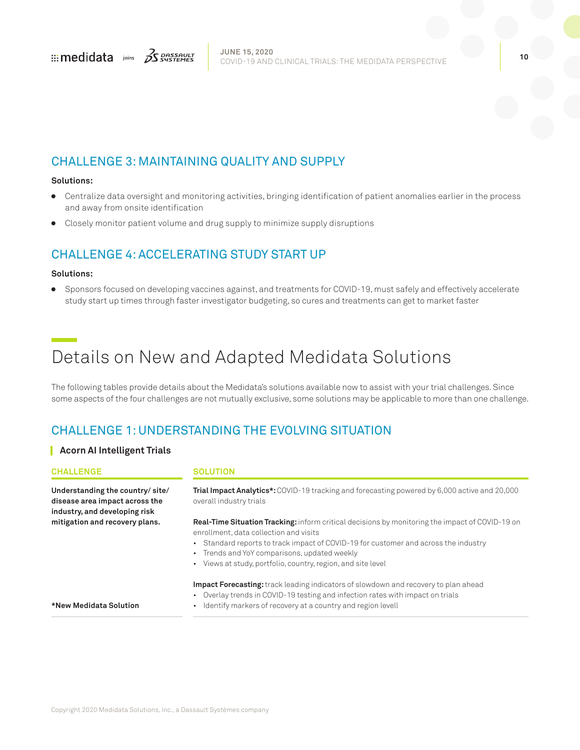## CHALLENGE 3: MAINTAINING QUALITY AND SUPPLY

**Solutions:**

- Centralize data oversight and monitoring activities, bringing identification of patient anomalies earlier in the process and away from onsite identification
- Closely monitor patient volume and drug supply to minimize supply disruptions

## CHALLENGE 4: ACCELERATING STUDY START UP

**Solutions:**

- Sponsors focused on developing vaccines against, and treatments for COVID-19, must safely and effectively accelerate study start up times through faster investigator budgeting, so cures and treatments can get to market faster

# Details on New and Adapted Medidata Solutions

The following tables provide details about the Medidata's solutions available now to assist with your trial challenges. Since some aspects of the four challenges are not mutually exclusive, some solutions may be applicable to more than one challenge.

## CHALLENGE 1: UNDERSTANDING THE EVOLVING SITUATION

### Acorn AI Intelligent Trials

| CHALLENGE | SOLUTION |
|---|---|
| **Understanding the country/ site/ disease area impact across the industry, and developing risk mitigation and recovery plans.**<br><br>**\*New Medidata Solution** | **Trial Impact Analytics\*:** COVID-19 tracking and forecasting powered by 6,000 active and 20,000 overall industry trials<br><br>**Real-Time Situation Tracking:** inform critical decisions by monitoring the impact of COVID-19 on enrollment, data collection and visits<br>• Standard reports to track impact of COVID-19 for customer and across the industry<br>• Trends and YoY comparisons, updated weekly<br>• Views at study, portfolio, country, region, and site level<br><br>**Impact Forecasting:** track leading indicators of slowdown and recovery to plan ahead<br>• Overlay trends in COVID-19 testing and infection rates with impact on trials<br>• Identify markers of recovery at a country and region levell |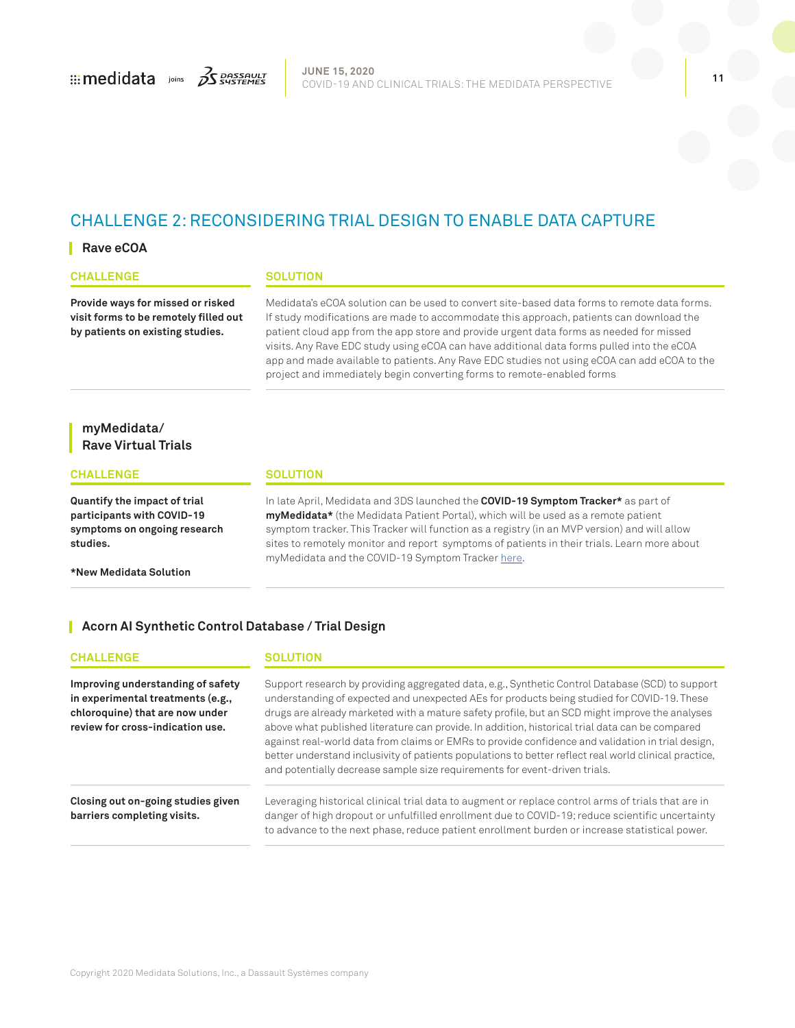## CHALLENGE 2: RECONSIDERING TRIAL DESIGN TO ENABLE DATA CAPTURE

### Rave eCOA

| CHALLENGE | SOLUTION |
| --- | --- |
| **Provide ways for missed or risked visit forms to be remotely filled out by patients on existing studies.** | Medidata's eCOA solution can be used to convert site-based data forms to remote data forms. If study modifications are made to accommodate this approach, patients can download the patient cloud app from the app store and provide urgent data forms as needed for missed visits. Any Rave EDC study using eCOA can have additional data forms pulled into the eCOA app and made available to patients. Any Rave EDC studies not using eCOA can add eCOA to the project and immediately begin converting forms to remote-enabled forms |

### myMedidata/ Rave Virtual Trials

| CHALLENGE | SOLUTION |
| --- | --- |
| **Quantify the impact of trial participants with COVID-19 symptoms on ongoing research studies.**<br><br>**\*New Medidata Solution** | In late April, Medidata and 3DS launched the **COVID-19 Symptom Tracker\*** as part of **myMedidata\*** (the Medidata Patient Portal), which will be used as a remote patient symptom tracker. This Tracker will function as a registry (in an MVP version) and will allow sites to remotely monitor and report symptoms of patients in their trials. Learn more about myMedidata and the COVID-19 Symptom Tracker here. |

### Acorn AI Synthetic Control Database / Trial Design

| CHALLENGE | SOLUTION |
| --- | --- |
| **Improving understanding of safety in experimental treatments (e.g., chloroquine) that are now under review for cross-indication use.** | Support research by providing aggregated data, e.g., Synthetic Control Database (SCD) to support understanding of expected and unexpected AEs for products being studied for COVID-19. These drugs are already marketed with a mature safety profile, but an SCD might improve the analyses above what published literature can provide. In addition, historical trial data can be compared against real-world data from claims or EMRs to provide confidence and validation in trial design, better understand inclusivity of patients populations to better reflect real world clinical practice, and potentially decrease sample size requirements for event-driven trials. |
| **Closing out on-going studies given barriers completing visits.** | Leveraging historical clinical trial data to augment or replace control arms of trials that are in danger of high dropout or unfulfilled enrollment due to COVID-19; reduce scientific uncertainty to advance to the next phase, reduce patient enrollment burden or increase statistical power. |

Copyright 2020 Medidata Solutions, Inc., a Dassault Systèmes company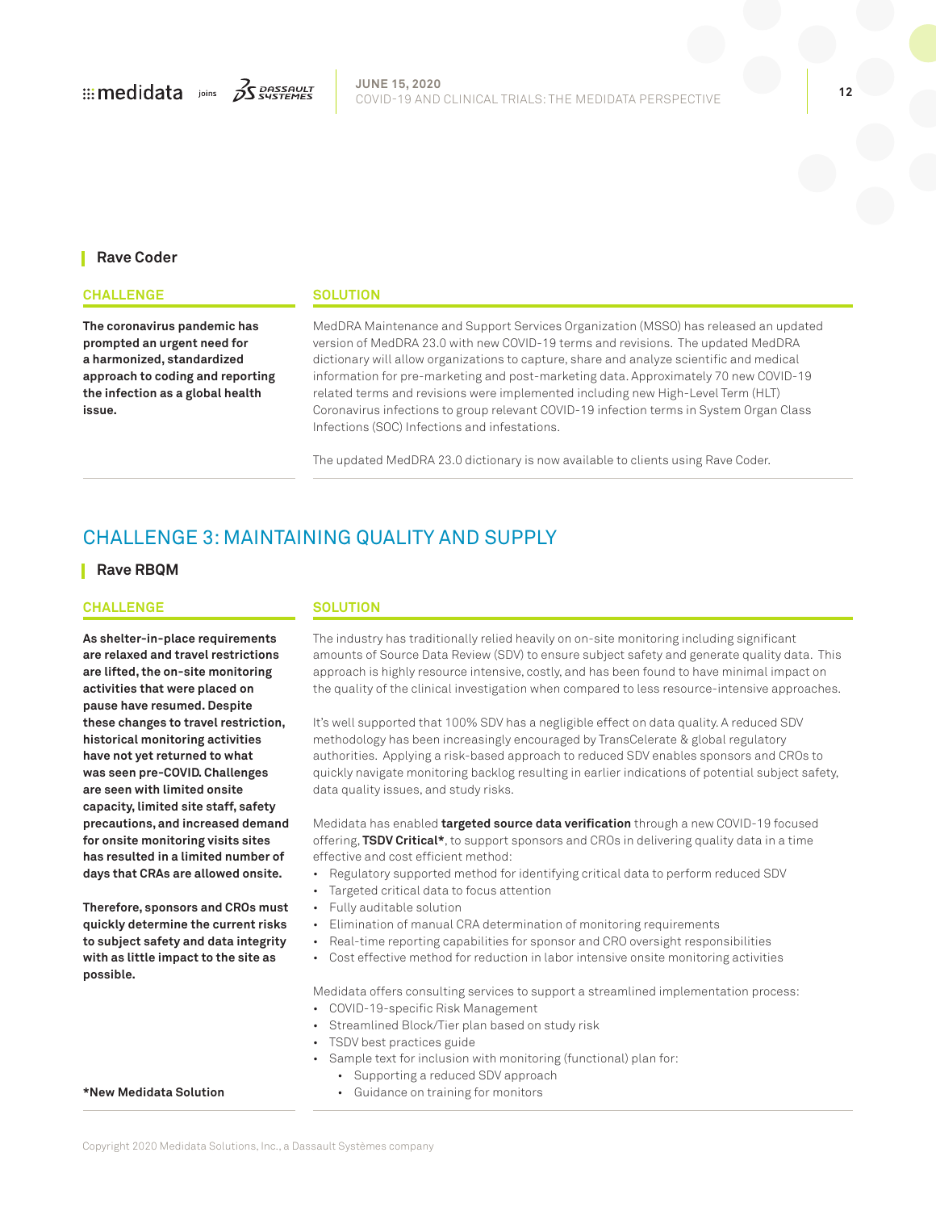### Rave Coder

#### CHALLENGE

**The coronavirus pandemic has prompted an urgent need for a harmonized, standardized approach to coding and reporting the infection as a global health issue.**

#### SOLUTION

MedDRA Maintenance and Support Services Organization (MSSO) has released an updated version of MedDRA 23.0 with new COVID-19 terms and revisions. The updated MedDRA dictionary will allow organizations to capture, share and analyze scientific and medical information for pre-marketing and post-marketing data. Approximately 70 new COVID-19 related terms and revisions were implemented including new High-Level Term (HLT) Coronavirus infections to group relevant COVID-19 infection terms in System Organ Class Infections (SOC) Infections and infestations.

The updated MedDRA 23.0 dictionary is now available to clients using Rave Coder.

## CHALLENGE 3: MAINTAINING QUALITY AND SUPPLY

### Rave RBQM

#### CHALLENGE

**As shelter-in-place requirements are relaxed and travel restrictions are lifted, the on-site monitoring activities that were placed on pause have resumed. Despite these changes to travel restriction, historical monitoring activities have not yet returned to what was seen pre-COVID. Challenges are seen with limited onsite capacity, limited site staff, safety precautions, and increased demand for onsite monitoring visits sites has resulted in a limited number of days that CRAs are allowed onsite.**

**Therefore, sponsors and CROs must quickly determine the current risks to subject safety and data integrity with as little impact to the site as possible.**

**\*New Medidata Solution**

#### SOLUTION

The industry has traditionally relied heavily on on-site monitoring including significant amounts of Source Data Review (SDV) to ensure subject safety and generate quality data. This approach is highly resource intensive, costly, and has been found to have minimal impact on the quality of the clinical investigation when compared to less resource-intensive approaches.

It's well supported that 100% SDV has a negligible effect on data quality. A reduced SDV methodology has been increasingly encouraged by TransCelerate & global regulatory authorities. Applying a risk-based approach to reduced SDV enables sponsors and CROs to quickly navigate monitoring backlog resulting in earlier indications of potential subject safety, data quality issues, and study risks.

Medidata has enabled **targeted source data verification** through a new COVID-19 focused offering, **TSDV Critical\***, to support sponsors and CROs in delivering quality data in a time effective and cost efficient method:

- Regulatory supported method for identifying critical data to perform reduced SDV
- Targeted critical data to focus attention
- Fully auditable solution
- Elimination of manual CRA determination of monitoring requirements
- Real-time reporting capabilities for sponsor and CRO oversight responsibilities
- Cost effective method for reduction in labor intensive onsite monitoring activities

Medidata offers consulting services to support a streamlined implementation process:

- COVID-19-specific Risk Management
- Streamlined Block/Tier plan based on study risk
- TSDV best practices guide
- Sample text for inclusion with monitoring (functional) plan for:
  - Supporting a reduced SDV approach
  - Guidance on training for monitors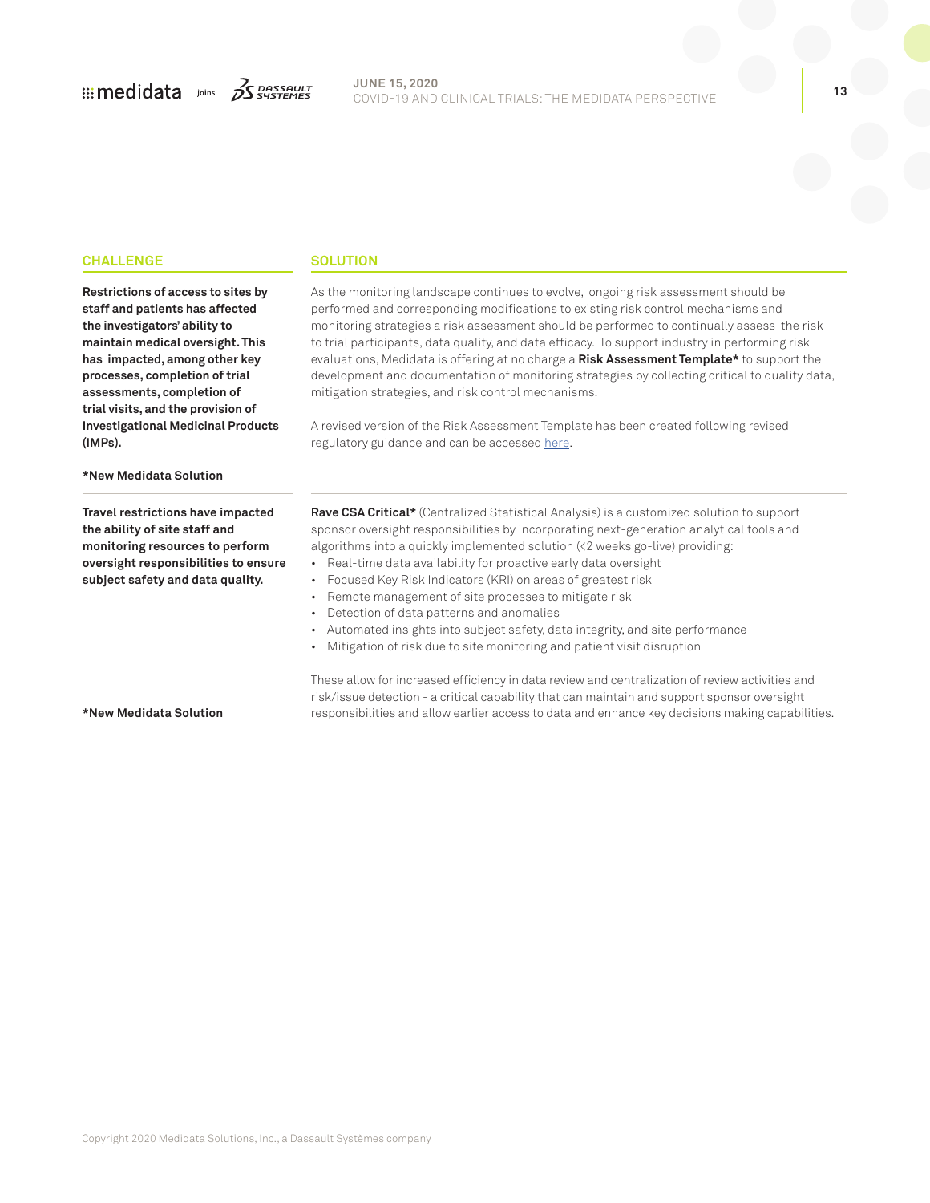| CHALLENGE | SOLUTION |
| --- | --- |
| **Restrictions of access to sites by staff and patients has affected the investigators' ability to maintain medical oversight. This has impacted, among other key processes, completion of trial assessments, completion of trial visits, and the provision of Investigational Medicinal Products (IMPs).**<br><br>***New Medidata Solution** | As the monitoring landscape continues to evolve, ongoing risk assessment should be performed and corresponding modifications to existing risk control mechanisms and monitoring strategies a risk assessment should be performed to continually assess the risk to trial participants, data quality, and data efficacy. To support industry in performing risk evaluations, Medidata is offering at no charge a **Risk Assessment Template*** to support the development and documentation of monitoring strategies by collecting critical to quality data, mitigation strategies, and risk control mechanisms.<br><br>A revised version of the Risk Assessment Template has been created following revised regulatory guidance and can be accessed here. |
| **Travel restrictions have impacted the ability of site staff and monitoring resources to perform oversight responsibilities to ensure subject safety and data quality.**<br><br>***New Medidata Solution** | **Rave CSA Critical*** (Centralized Statistical Analysis) is a customized solution to support sponsor oversight responsibilities by incorporating next-generation analytical tools and algorithms into a quickly implemented solution (<2 weeks go-live) providing:<br>• Real-time data availability for proactive early data oversight<br>• Focused Key Risk Indicators (KRI) on areas of greatest risk<br>• Remote management of site processes to mitigate risk<br>• Detection of data patterns and anomalies<br>• Automated insights into subject safety, data integrity, and site performance<br>• Mitigation of risk due to site monitoring and patient visit disruption<br><br>These allow for increased efficiency in data review and centralization of review activities and risk/issue detection - a critical capability that can maintain and support sponsor oversight responsibilities and allow earlier access to data and enhance key decisions making capabilities. |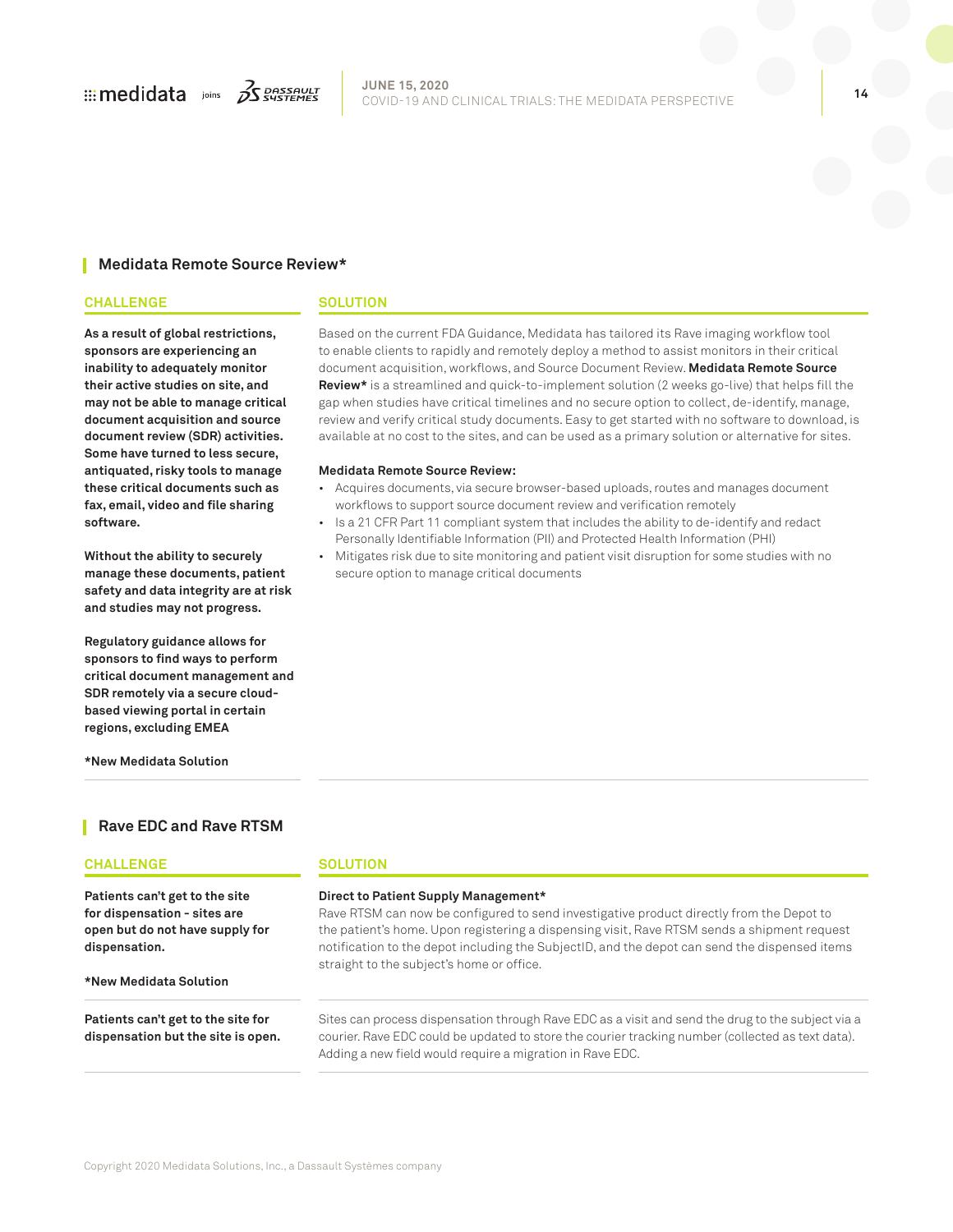## Medidata Remote Source Review*

### CHALLENGE

**As a result of global restrictions, sponsors are experiencing an inability to adequately monitor their active studies on site, and may not be able to manage critical document acquisition and source document review (SDR) activities. Some have turned to less secure, antiquated, risky tools to manage these critical documents such as fax, email, video and file sharing software.**

**Without the ability to securely manage these documents, patient safety and data integrity are at risk and studies may not progress.**

**Regulatory guidance allows for sponsors to find ways to perform critical document management and SDR remotely via a secure cloud-based viewing portal in certain regions, excluding EMEA**

**\*New Medidata Solution**

### SOLUTION

Based on the current FDA Guidance, Medidata has tailored its Rave imaging workflow tool to enable clients to rapidly and remotely deploy a method to assist monitors in their critical document acquisition, workflows, and Source Document Review. **Medidata Remote Source Review*** is a streamlined and quick-to-implement solution (2 weeks go-live) that helps fill the gap when studies have critical timelines and no secure option to collect, de-identify, manage, review and verify critical study documents. Easy to get started with no software to download, is available at no cost to the sites, and can be used as a primary solution or alternative for sites.

**Medidata Remote Source Review:**

- Acquires documents, via secure browser-based uploads, routes and manages document workflows to support source document review and verification remotely
- Is a 21 CFR Part 11 compliant system that includes the ability to de-identify and redact Personally Identifiable Information (PII) and Protected Health Information (PHI)
- Mitigates risk due to site monitoring and patient visit disruption for some studies with no secure option to manage critical documents

## Rave EDC and Rave RTSM

### CHALLENGE

**Patients can't get to the site for dispensation - sites are open but do not have supply for dispensation.**

**\*New Medidata Solution**

### SOLUTION

**Direct to Patient Supply Management***

Rave RTSM can now be configured to send investigative product directly from the Depot to the patient's home. Upon registering a dispensing visit, Rave RTSM sends a shipment request notification to the depot including the SubjectID, and the depot can send the dispensed items straight to the subject's home or office.

### CHALLENGE

**Patients can't get to the site for dispensation but the site is open.**

### SOLUTION

Sites can process dispensation through Rave EDC as a visit and send the drug to the subject via a courier. Rave EDC could be updated to store the courier tracking number (collected as text data). Adding a new field would require a migration in Rave EDC.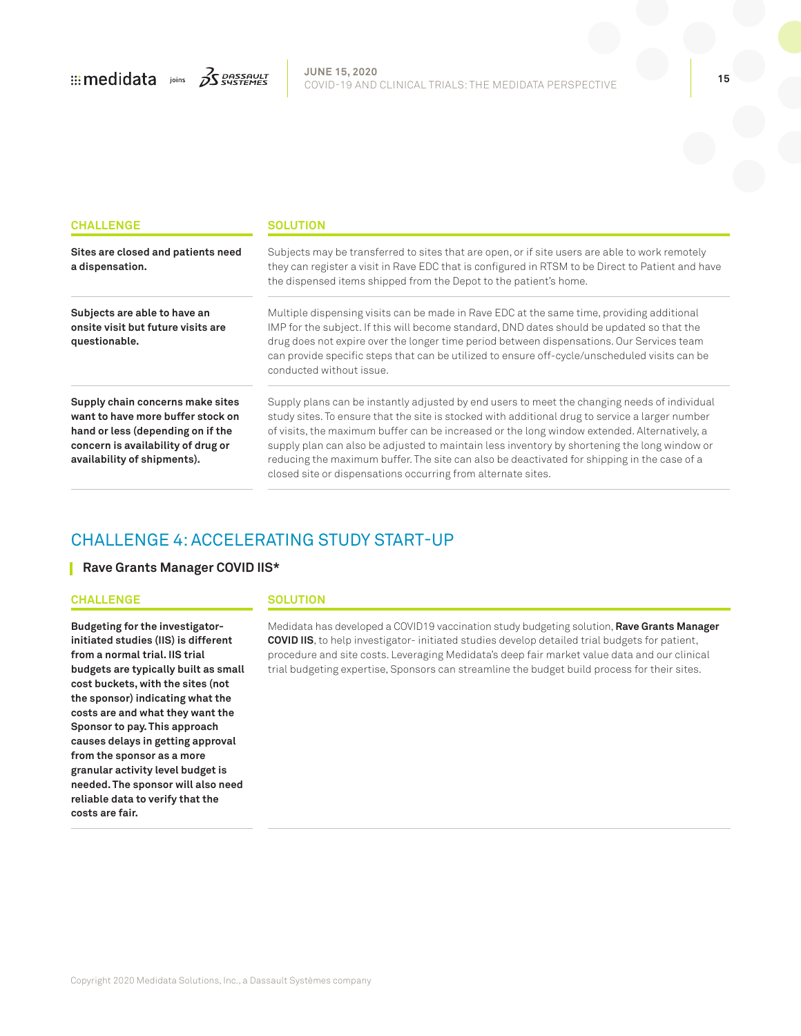| CHALLENGE | SOLUTION |
| --- | --- |
| **Sites are closed and patients need a dispensation.** | Subjects may be transferred to sites that are open, or if site users are able to work remotely they can register a visit in Rave EDC that is configured in RTSM to be Direct to Patient and have the dispensed items shipped from the Depot to the patient's home. |
| **Subjects are able to have an onsite visit but future visits are questionable.** | Multiple dispensing visits can be made in Rave EDC at the same time, providing additional IMP for the subject. If this will become standard, DND dates should be updated so that the drug does not expire over the longer time period between dispensations. Our Services team can provide specific steps that can be utilized to ensure off-cycle/unscheduled visits can be conducted without issue. |
| **Supply chain concerns make sites want to have more buffer stock on hand or less (depending on if the concern is availability of drug or availability of shipments).** | Supply plans can be instantly adjusted by end users to meet the changing needs of individual study sites. To ensure that the site is stocked with additional drug to service a larger number of visits, the maximum buffer can be increased or the long window extended. Alternatively, a supply plan can also be adjusted to maintain less inventory by shortening the long window or reducing the maximum buffer. The site can also be deactivated for shipping in the case of a closed site or dispensations occurring from alternate sites. |

## CHALLENGE 4: ACCELERATING STUDY START-UP

### Rave Grants Manager COVID IIS*

| CHALLENGE | SOLUTION |
| --- | --- |
| **Budgeting for the investigator-initiated studies (IIS) is different from a normal trial. IIS trial budgets are typically built as small cost buckets, with the sites (not the sponsor) indicating what the costs are and what they want the Sponsor to pay. This approach causes delays in getting approval from the sponsor as a more granular activity level budget is needed. The sponsor will also need reliable data to verify that the costs are fair.** | Medidata has developed a COVID19 vaccination study budgeting solution, **Rave Grants Manager COVID IIS**, to help investigator- initiated studies develop detailed trial budgets for patient, procedure and site costs. Leveraging Medidata's deep fair market value data and our clinical trial budgeting expertise, Sponsors can streamline the budget build process for their sites. |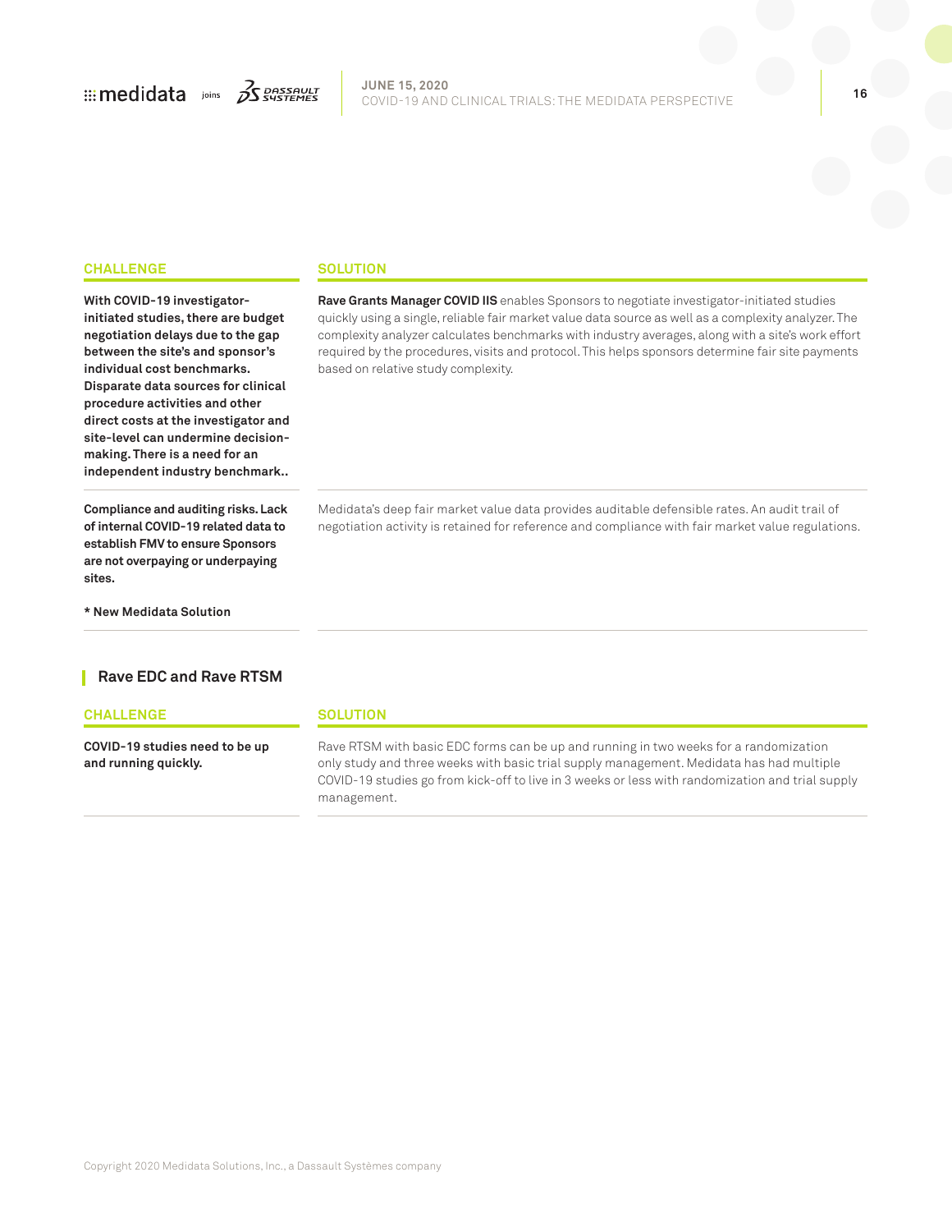| CHALLENGE | SOLUTION |
| --- | --- |
| **With COVID-19 investigator-initiated studies, there are budget negotiation delays due to the gap between the site's and sponsor's individual cost benchmarks. Disparate data sources for clinical procedure activities and other direct costs at the investigator and site-level can undermine decision-making. There is a need for an independent industry benchmark..** | **Rave Grants Manager COVID IIS** enables Sponsors to negotiate investigator-initiated studies quickly using a single, reliable fair market value data source as well as a complexity analyzer. The complexity analyzer calculates benchmarks with industry averages, along with a site's work effort required by the procedures, visits and protocol. This helps sponsors determine fair site payments based on relative study complexity. |
| **Compliance and auditing risks. Lack of internal COVID-19 related data to establish FMV to ensure Sponsors are not overpaying or underpaying sites.**<br><br>**\* New Medidata Solution** | Medidata's deep fair market value data provides auditable defensible rates. An audit trail of negotiation activity is retained for reference and compliance with fair market value regulations. |

## Rave EDC and Rave RTSM

| CHALLENGE | SOLUTION |
| --- | --- |
| **COVID-19 studies need to be up and running quickly.** | Rave RTSM with basic EDC forms can be up and running in two weeks for a randomization only study and three weeks with basic trial supply management. Medidata has had multiple COVID-19 studies go from kick-off to live in 3 weeks or less with randomization and trial supply management. |

Copyright 2020 Medidata Solutions, Inc., a Dassault Systèmes company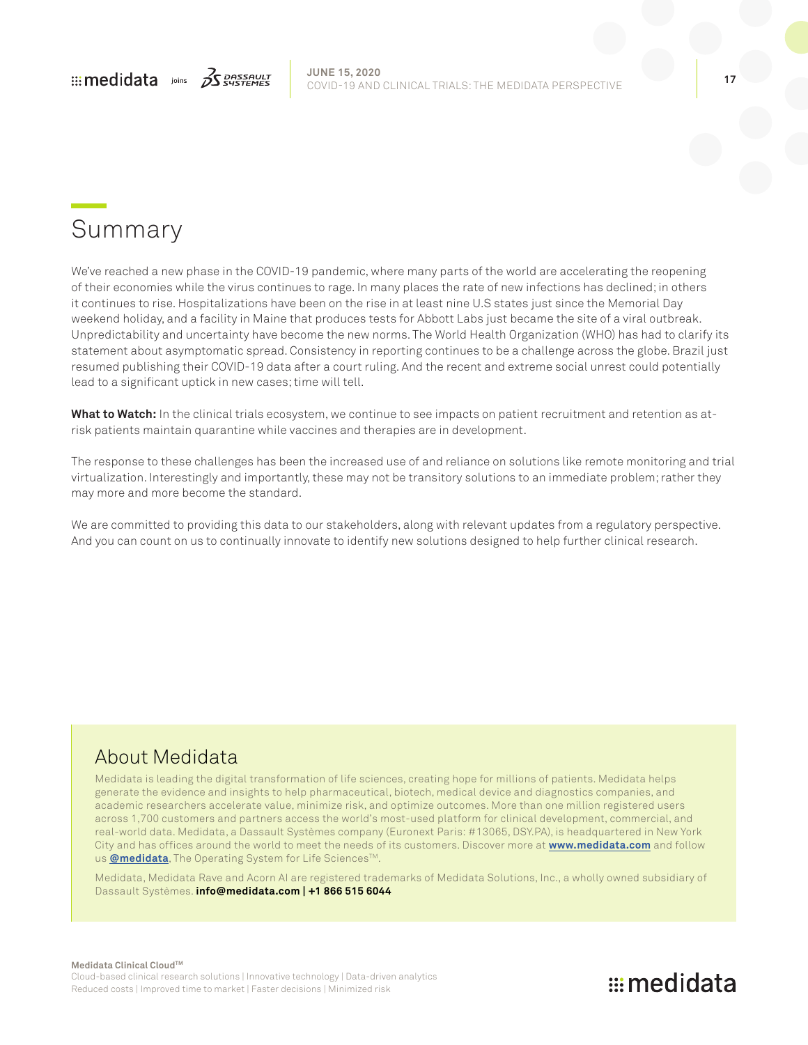# Summary

We've reached a new phase in the COVID-19 pandemic, where many parts of the world are accelerating the reopening of their economies while the virus continues to rage. In many places the rate of new infections has declined; in others it continues to rise. Hospitalizations have been on the rise in at least nine U.S states just since the Memorial Day weekend holiday, and a facility in Maine that produces tests for Abbott Labs just became the site of a viral outbreak. Unpredictability and uncertainty have become the new norms. The World Health Organization (WHO) has had to clarify its statement about asymptomatic spread. Consistency in reporting continues to be a challenge across the globe. Brazil just resumed publishing their COVID-19 data after a court ruling. And the recent and extreme social unrest could potentially lead to a significant uptick in new cases; time will tell.

**What to Watch:** In the clinical trials ecosystem, we continue to see impacts on patient recruitment and retention as at-risk patients maintain quarantine while vaccines and therapies are in development.

The response to these challenges has been the increased use of and reliance on solutions like remote monitoring and trial virtualization. Interestingly and importantly, these may not be transitory solutions to an immediate problem; rather they may more and more become the standard.

We are committed to providing this data to our stakeholders, along with relevant updates from a regulatory perspective. And you can count on us to continually innovate to identify new solutions designed to help further clinical research.

## About Medidata

Medidata is leading the digital transformation of life sciences, creating hope for millions of patients. Medidata helps generate the evidence and insights to help pharmaceutical, biotech, medical device and diagnostics companies, and academic researchers accelerate value, minimize risk, and optimize outcomes. More than one million registered users across 1,700 customers and partners access the world's most-used platform for clinical development, commercial, and real-world data. Medidata, a Dassault Systèmes company (Euronext Paris: #13065, DSY.PA), is headquartered in New York City and has offices around the world to meet the needs of its customers. Discover more at **www.medidata.com** and follow us **@medidata**, The Operating System for Life Sciences™.

Medidata, Medidata Rave and Acorn AI are registered trademarks of Medidata Solutions, Inc., a wholly owned subsidiary of Dassault Systèmes. **info@medidata.com | +1 866 515 6044**

**Medidata Clinical Cloud™**
Cloud-based clinical research solutions | Innovative technology | Data-driven analytics
Reduced costs | Improved time to market | Faster decisions | Minimized risk